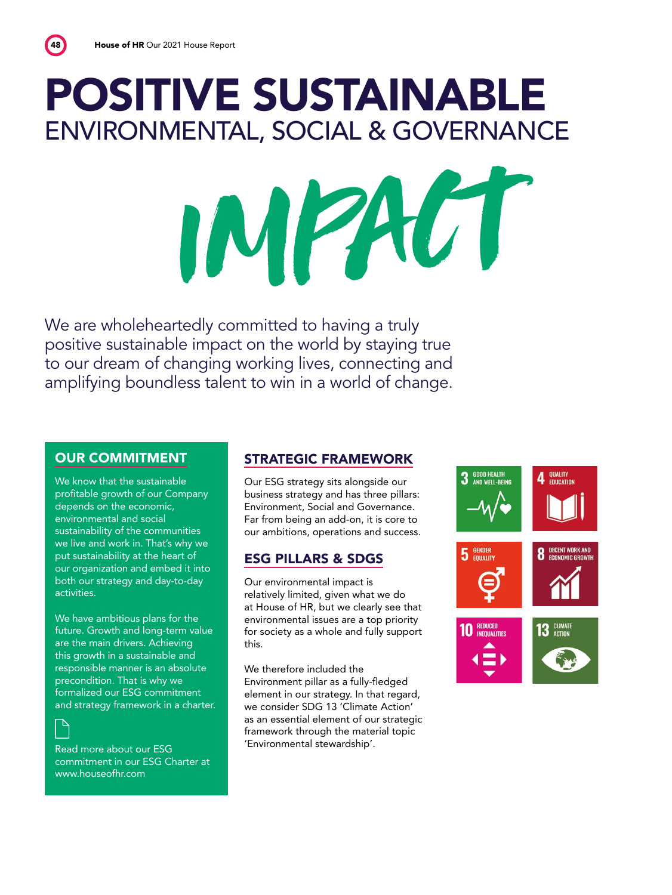# POSITIVE SUSTAINABLE
## ENVIRONMENTAL, SOCIAL & GOVERNANCE
# IMPACT

We are wholeheartedly committed to having a truly positive sustainable impact on the world by staying true to our dream of changing working lives, connecting and amplifying boundless talent to win in a world of change.

### OUR COMMITMENT

We know that the sustainable profitable growth of our Company depends on the economic, environmental and social sustainability of the communities we live and work in. That's why we put sustainability at the heart of our organization and embed it into both our strategy and day-to-day activities.

We have ambitious plans for the future. Growth and long-term value are the main drivers. Achieving this growth in a sustainable and responsible manner is an absolute precondition. That is why we formalized our ESG commitment and strategy framework in a charter.

Read more about our ESG commitment in our ESG Charter at www.houseofhr.com

### STRATEGIC FRAMEWORK

Our ESG strategy sits alongside our business strategy and has three pillars: Environment, Social and Governance. Far from being an add-on, it is core to our ambitions, operations and success.

### ESG PILLARS & SDGS

Our environmental impact is relatively limited, given what we do at House of HR, but we clearly see that environmental issues are a top priority for society as a whole and fully support this.

We therefore included the Environment pillar as a fully-fledged element in our strategy. In that regard, we consider SDG 13 'Climate Action' as an essential element of our strategic framework through the material topic 'Environmental stewardship'.

3 GOOD HEALTH AND WELL-BEING

4 QUALITY EDUCATION

5 GENDER EQUALITY

8 DECENT WORK AND ECONOMIC GROWTH

10 REDUCED INEQUALITIES

13 CLIMATE ACTION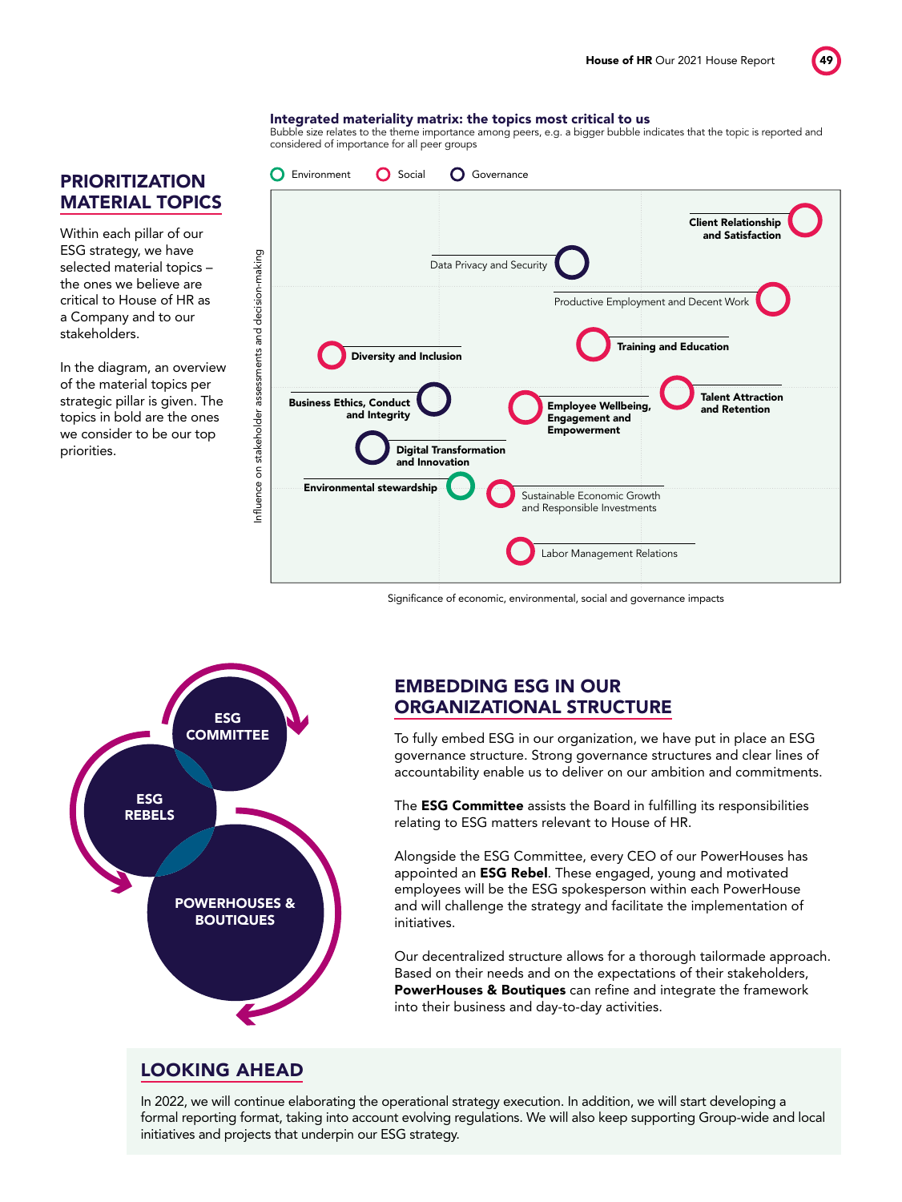## PRIORITIZATION MATERIAL TOPICS

Within each pillar of our ESG strategy, we have selected material topics – the ones we believe are critical to House of HR as a Company and to our stakeholders.

In the diagram, an overview of the material topics per strategic pillar is given. The topics in bold are the ones we consider to be our top priorities.

**Integrated materiality matrix: the topics most critical to us**

Bubble size relates to the theme importance among peers, e.g. a bigger bubble indicates that the topic is reported and considered of importance for all peer groups

Environment | Social | Governance

- **Client Relationship and Satisfaction**
- Data Privacy and Security
- Productive Employment and Decent Work
- **Diversity and Inclusion**
- **Training and Education**
- **Business Ethics, Conduct and Integrity**
- **Employee Wellbeing, Engagement and Empowerment**
- **Talent Attraction and Retention**
- **Digital Transformation and Innovation**
- **Environmental stewardship**
- Sustainable Economic Growth and Responsible Investments
- Labor Management Relations

Influence on stakeholder assessments and decision-making

Significance of economic, environmental, social and governance impacts

ESG COMMITTEE

ESG REBELS

POWERHOUSES & BOUTIQUES

## EMBEDDING ESG IN OUR ORGANIZATIONAL STRUCTURE

To fully embed ESG in our organization, we have put in place an ESG governance structure. Strong governance structures and clear lines of accountability enable us to deliver on our ambition and commitments.

The **ESG Committee** assists the Board in fulfilling its responsibilities relating to ESG matters relevant to House of HR.

Alongside the ESG Committee, every CEO of our PowerHouses has appointed an **ESG Rebel**. These engaged, young and motivated employees will be the ESG spokesperson within each PowerHouse and will challenge the strategy and facilitate the implementation of initiatives.

Our decentralized structure allows for a thorough tailormade approach. Based on their needs and on the expectations of their stakeholders, **PowerHouses & Boutiques** can refine and integrate the framework into their business and day-to-day activities.

## LOOKING AHEAD

In 2022, we will continue elaborating the operational strategy execution. In addition, we will start developing a formal reporting format, taking into account evolving regulations. We will also keep supporting Group-wide and local initiatives and projects that underpin our ESG strategy.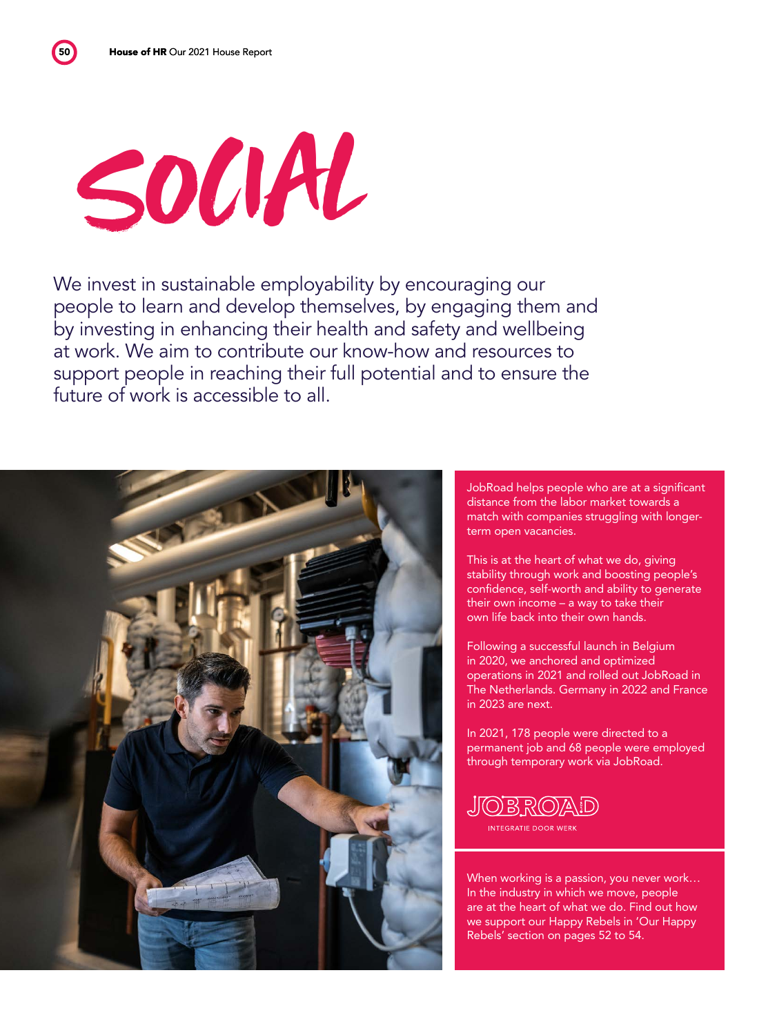# SOCIAL

We invest in sustainable employability by encouraging our people to learn and develop themselves, by engaging them and by investing in enhancing their health and safety and wellbeing at work. We aim to contribute our know-how and resources to support people in reaching their full potential and to ensure the future of work is accessible to all.

JobRoad helps people who are at a significant distance from the labor market towards a match with companies struggling with longer-term open vacancies.

This is at the heart of what we do, giving stability through work and boosting people's confidence, self-worth and ability to generate their own income – a way to take their own life back into their own hands.

Following a successful launch in Belgium in 2020, we anchored and optimized operations in 2021 and rolled out JobRoad in The Netherlands. Germany in 2022 and France in 2023 are next.

In 2021, 178 people were directed to a permanent job and 68 people were employed through temporary work via JobRoad.

JOBROAD
INTEGRATIE DOOR WERK

When working is a passion, you never work… In the industry in which we move, people are at the heart of what we do. Find out how we support our Happy Rebels in 'Our Happy Rebels' section on pages 52 to 54.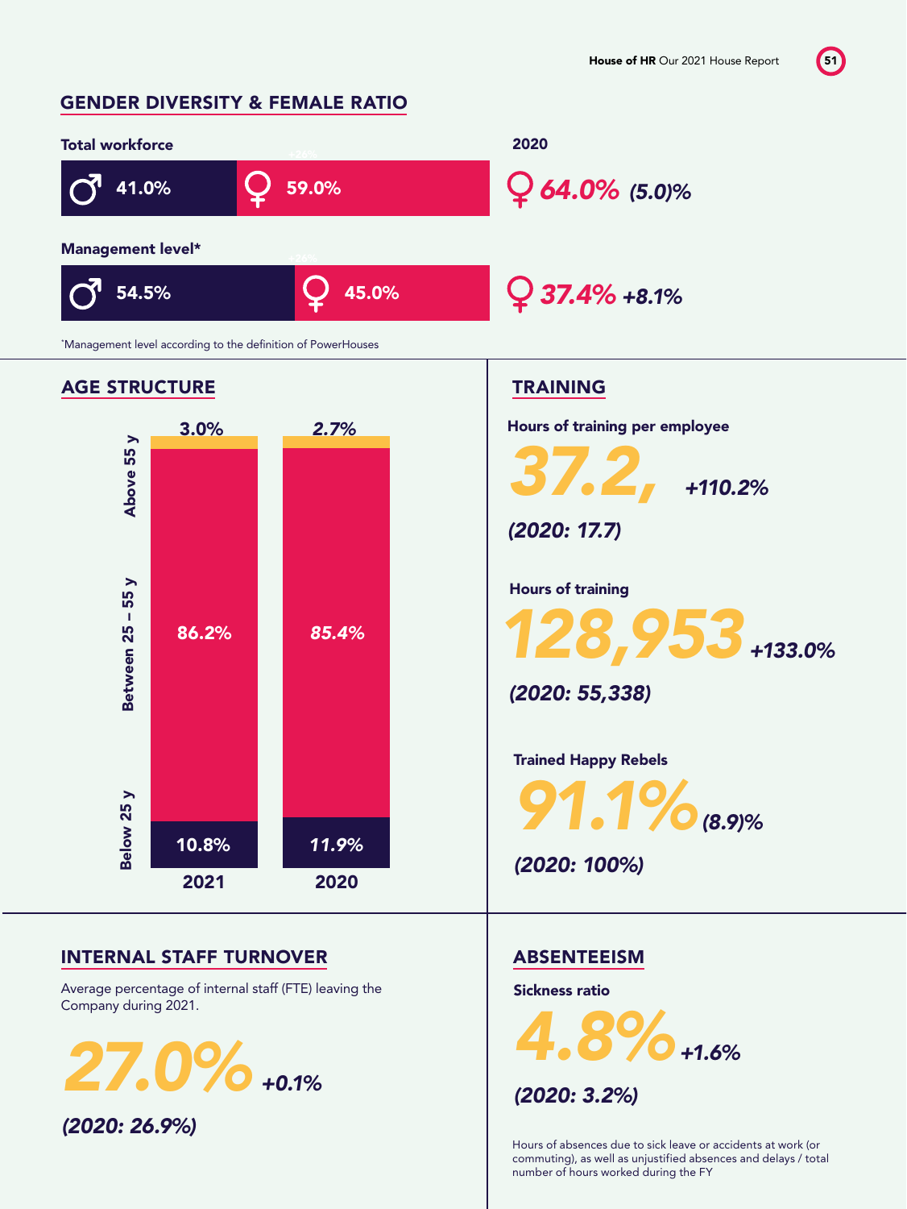## GENDER DIVERSITY & FEMALE RATIO

| | Male | Female | 2020 (Female) |
|---|---|---|---|
| Total workforce | 41.0% | 59.0% | 64.0% (5.0)% |
| Management level* | 54.5% | 45.0% | 37.4% +8.1% |

*Management level according to the definition of PowerHouses

## AGE STRUCTURE

| | 2021 | 2020 |
|---|---|---|
| Above 55 y | 3.0% | *2.7%* |
| Between 25 – 55 y | 86.2% | *85.4%* |
| Below 25 y | 10.8% | *11.9%* |

## TRAINING

**Hours of training per employee**

*37.2,* ***+110.2%***

***(2020: 17.7)***

**Hours of training**

*128,953* ***+133.0%***

***(2020: 55,338)***

**Trained Happy Rebels**

*91.1%* ***(8.9)%***

***(2020: 100%)***

## INTERNAL STAFF TURNOVER

Average percentage of internal staff (FTE) leaving the Company during 2021.

*27.0%* ***+0.1%***

***(2020: 26.9%)***

## ABSENTEEISM

**Sickness ratio**

*4.8%* ***+1.6%***

***(2020: 3.2%)***

Hours of absences due to sick leave or accidents at work (or commuting), as well as unjustified absences and delays / total number of hours worked during the FY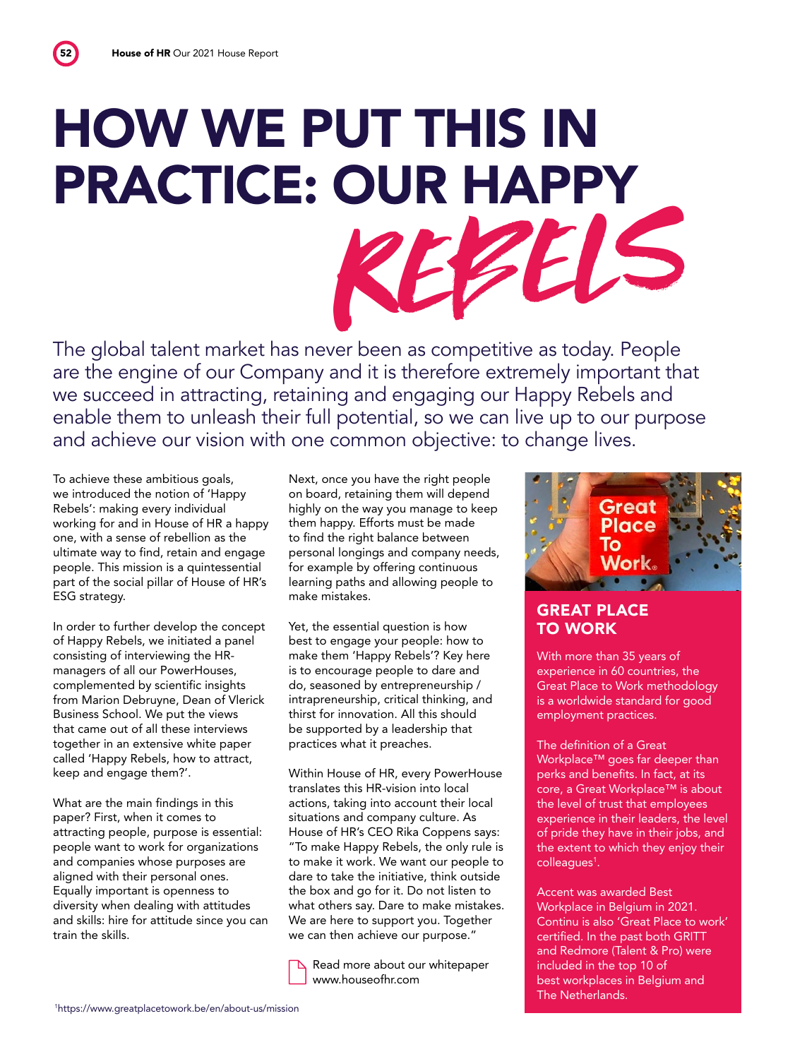# HOW WE PUT THIS IN PRACTICE: OUR HAPPY REBELS

The global talent market has never been as competitive as today. People are the engine of our Company and it is therefore extremely important that we succeed in attracting, retaining and engaging our Happy Rebels and enable them to unleash their full potential, so we can live up to our purpose and achieve our vision with one common objective: to change lives.

To achieve these ambitious goals, we introduced the notion of 'Happy Rebels': making every individual working for and in House of HR a happy one, with a sense of rebellion as the ultimate way to find, retain and engage people. This mission is a quintessential part of the social pillar of House of HR's ESG strategy.

In order to further develop the concept of Happy Rebels, we initiated a panel consisting of interviewing the HR-managers of all our PowerHouses, complemented by scientific insights from Marion Debruyne, Dean of Vlerick Business School. We put the views that came out of all these interviews together in an extensive white paper called 'Happy Rebels, how to attract, keep and engage them?'.

What are the main findings in this paper? First, when it comes to attracting people, purpose is essential: people want to work for organizations and companies whose purposes are aligned with their personal ones. Equally important is openness to diversity when dealing with attitudes and skills: hire for attitude since you can train the skills.

Next, once you have the right people on board, retaining them will depend highly on the way you manage to keep them happy. Efforts must be made to find the right balance between personal longings and company needs, for example by offering continuous learning paths and allowing people to make mistakes.

Yet, the essential question is how best to engage your people: how to make them 'Happy Rebels'? Key here is to encourage people to dare and do, seasoned by entrepreneurship / intrapreneurship, critical thinking, and thirst for innovation. All this should be supported by a leadership that practices what it preaches.

Within House of HR, every PowerHouse translates this HR-vision into local actions, taking into account their local situations and company culture. As House of HR's CEO Rika Coppens says: "To make Happy Rebels, the only rule is to make it work. We want our people to dare to take the initiative, think outside the box and go for it. Do not listen to what others say. Dare to make mistakes. We are here to support you. Together we can then achieve our purpose."

Read more about our whitepaper www.houseofhr.com

## GREAT PLACE TO WORK

With more than 35 years of experience in 60 countries, the Great Place to Work methodology is a worldwide standard for good employment practices.

The definition of a Great Workplace™ goes far deeper than perks and benefits. In fact, at its core, a Great Workplace™ is about the level of trust that employees experience in their leaders, the level of pride they have in their jobs, and the extent to which they enjoy their colleagues[1].

Accent was awarded Best Workplace in Belgium in 2021. Continu is also 'Great Place to work' certified. In the past both GRITT and Redmore (Talent & Pro) were included in the top 10 of best workplaces in Belgium and The Netherlands.

[1] https://www.greatplacetowork.be/en/about-us/mission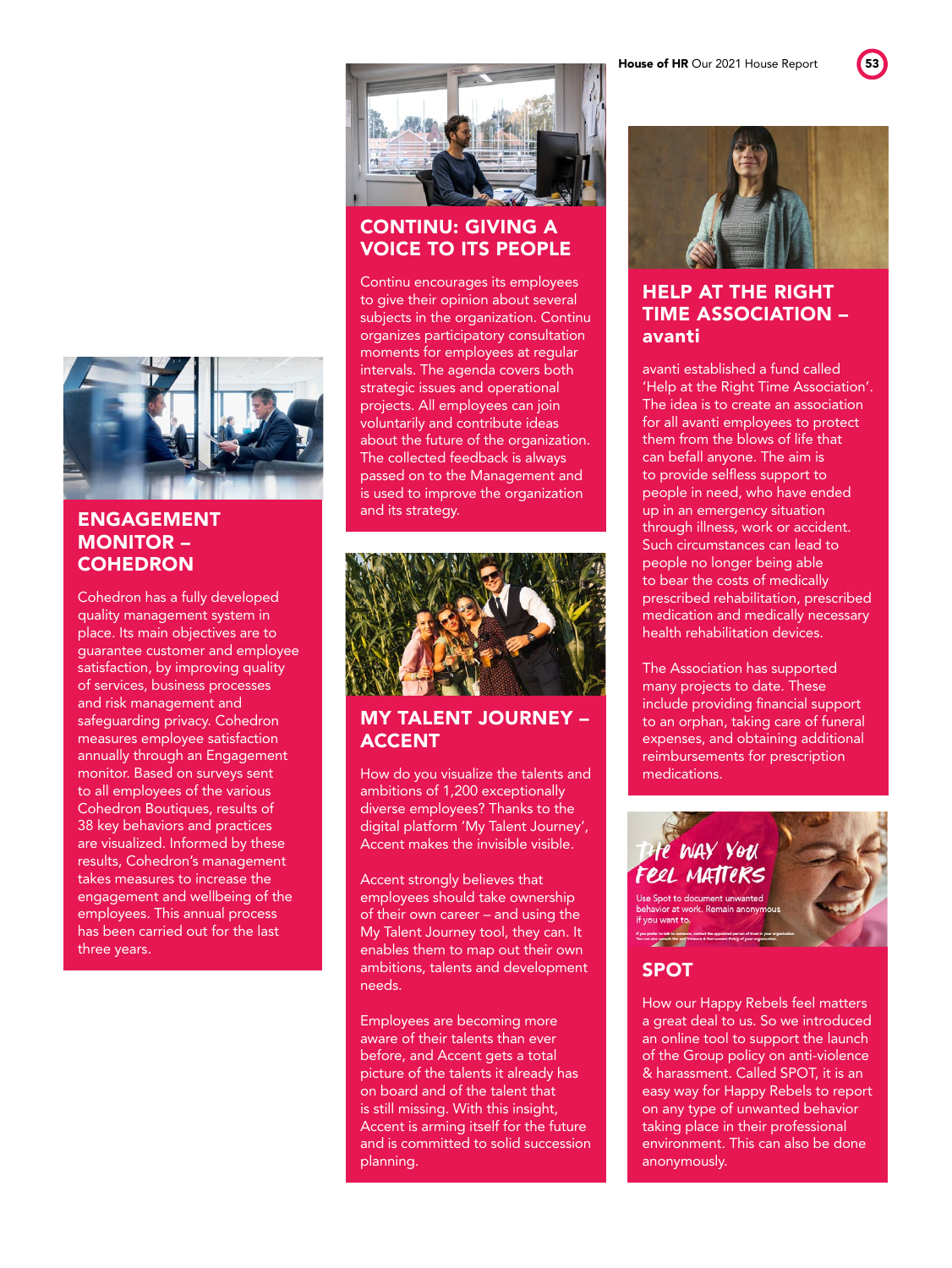## ENGAGEMENT MONITOR – COHEDRON

Cohedron has a fully developed quality management system in place. Its main objectives are to guarantee customer and employee satisfaction, by improving quality of services, business processes and risk management and safeguarding privacy. Cohedron measures employee satisfaction annually through an Engagement monitor. Based on surveys sent to all employees of the various Cohedron Boutiques, results of 38 key behaviors and practices are visualized. Informed by these results, Cohedron's management takes measures to increase the engagement and wellbeing of the employees. This annual process has been carried out for the last three years.

## CONTINU: GIVING A VOICE TO ITS PEOPLE

Continu encourages its employees to give their opinion about several subjects in the organization. Continu organizes participatory consultation moments for employees at regular intervals. The agenda covers both strategic issues and operational projects. All employees can join voluntarily and contribute ideas about the future of the organization. The collected feedback is always passed on to the Management and is used to improve the organization and its strategy.

## MY TALENT JOURNEY – ACCENT

How do you visualize the talents and ambitions of 1,200 exceptionally diverse employees? Thanks to the digital platform 'My Talent Journey', Accent makes the invisible visible.

Accent strongly believes that employees should take ownership of their own career – and using the My Talent Journey tool, they can. It enables them to map out their own ambitions, talents and development needs.

Employees are becoming more aware of their talents than ever before, and Accent gets a total picture of the talents it already has on board and of the talent that is still missing. With this insight, Accent is arming itself for the future and is committed to solid succession planning.

## HELP AT THE RIGHT TIME ASSOCIATION – avanti

avanti established a fund called 'Help at the Right Time Association'. The idea is to create an association for all avanti employees to protect them from the blows of life that can befall anyone. The aim is to provide selfless support to people in need, who have ended up in an emergency situation through illness, work or accident. Such circumstances can lead to people no longer being able to bear the costs of medically prescribed rehabilitation, prescribed medication and medically necessary health rehabilitation devices.

The Association has supported many projects to date. These include providing financial support to an orphan, taking care of funeral expenses, and obtaining additional reimbursements for prescription medications.

## SPOT

How our Happy Rebels feel matters a great deal to us. So we introduced an online tool to support the launch of the Group policy on anti-violence & harassment. Called SPOT, it is an easy way for Happy Rebels to report on any type of unwanted behavior taking place in their professional environment. This can also be done anonymously.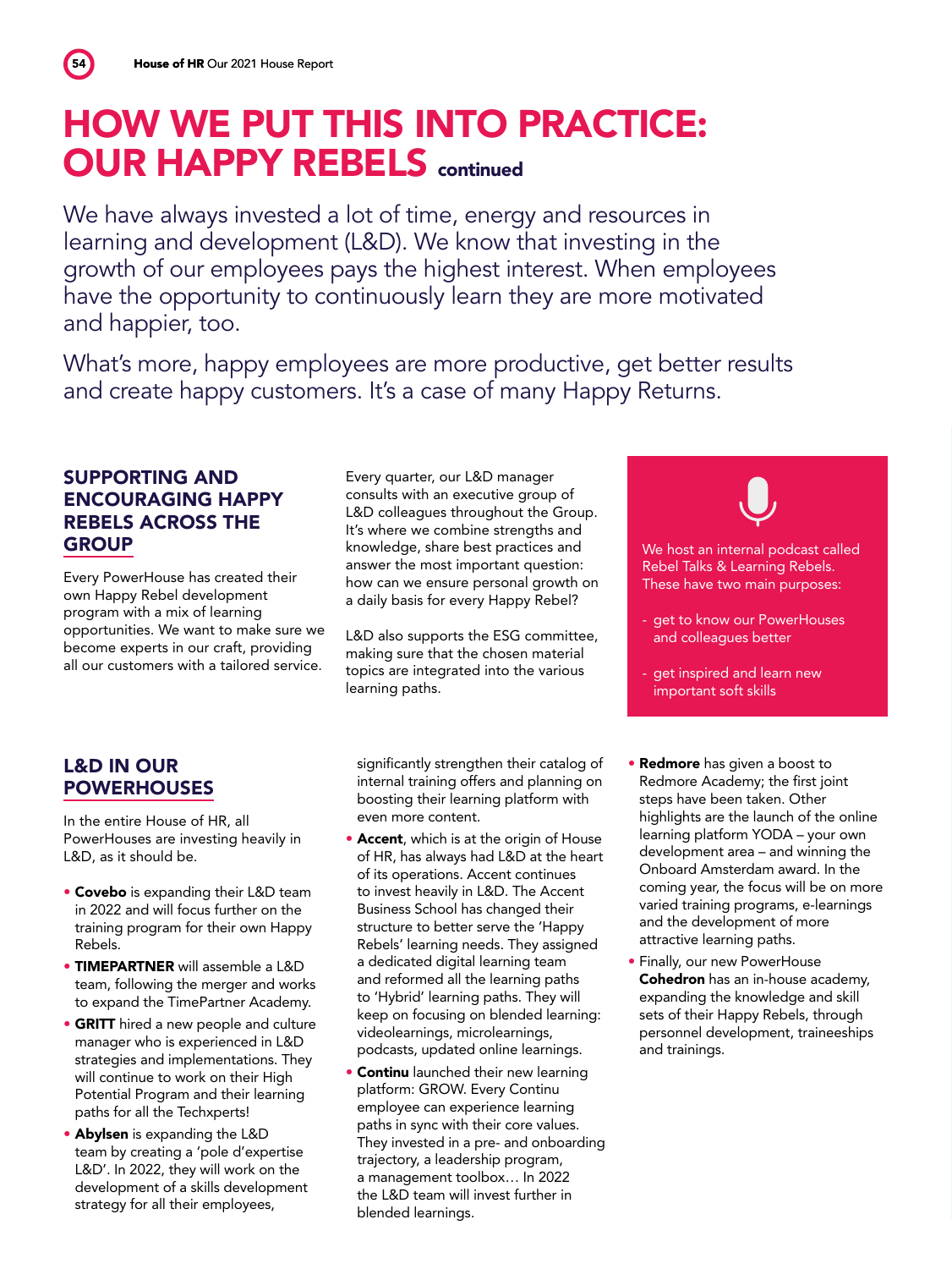# HOW WE PUT THIS INTO PRACTICE: OUR HAPPY REBELS continued

We have always invested a lot of time, energy and resources in learning and development (L&D). We know that investing in the growth of our employees pays the highest interest. When employees have the opportunity to continuously learn they are more motivated and happier, too.

What's more, happy employees are more productive, get better results and create happy customers. It's a case of many Happy Returns.

## SUPPORTING AND ENCOURAGING HAPPY REBELS ACROSS THE GROUP

Every PowerHouse has created their own Happy Rebel development program with a mix of learning opportunities. We want to make sure we become experts in our craft, providing all our customers with a tailored service.

Every quarter, our L&D manager consults with an executive group of L&D colleagues throughout the Group. It's where we combine strengths and knowledge, share best practices and answer the most important question: how can we ensure personal growth on a daily basis for every Happy Rebel?

L&D also supports the ESG committee, making sure that the chosen material topics are integrated into the various learning paths.

We host an internal podcast called Rebel Talks & Learning Rebels. These have two main purposes:

- get to know our PowerHouses and colleagues better
- get inspired and learn new important soft skills

## L&D IN OUR POWERHOUSES

In the entire House of HR, all PowerHouses are investing heavily in L&D, as it should be.

- **Covebo** is expanding their L&D team in 2022 and will focus further on the training program for their own Happy Rebels.
- **TIMEPARTNER** will assemble a L&D team, following the merger and works to expand the TimePartner Academy.
- **GRITT** hired a new people and culture manager who is experienced in L&D strategies and implementations. They will continue to work on their High Potential Program and their learning paths for all the Techxperts!
- **Abylsen** is expanding the L&D team by creating a 'pole d'expertise L&D'. In 2022, they will work on the development of a skills development strategy for all their employees, significantly strengthen their catalog of internal training offers and planning on boosting their learning platform with even more content.
- **Accent**, which is at the origin of House of HR, has always had L&D at the heart of its operations. Accent continues to invest heavily in L&D. The Accent Business School has changed their structure to better serve the 'Happy Rebels' learning needs. They assigned a dedicated digital learning team and reformed all the learning paths to 'Hybrid' learning paths. They will keep on focusing on blended learning: videolearnings, microlearnings, podcasts, updated online learnings.
- **Continu** launched their new learning platform: GROW. Every Continu employee can experience learning paths in sync with their core values. They invested in a pre- and onboarding trajectory, a leadership program, a management toolbox… In 2022 the L&D team will invest further in blended learnings.
- **Redmore** has given a boost to Redmore Academy; the first joint steps have been taken. Other highlights are the launch of the online learning platform YODA – your own development area – and winning the Onboard Amsterdam award. In the coming year, the focus will be on more varied training programs, e-learnings and the development of more attractive learning paths.
- Finally, our new PowerHouse **Cohedron** has an in-house academy, expanding the knowledge and skill sets of their Happy Rebels, through personnel development, traineeships and trainings.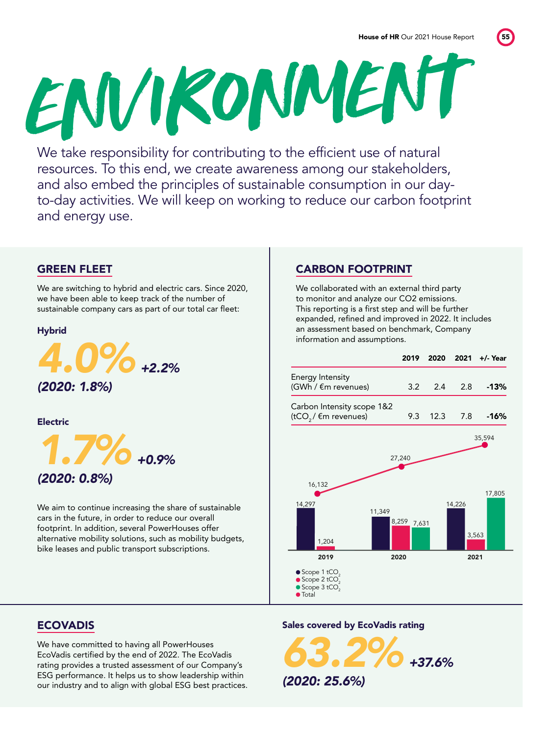# ENVIRONMENT

We take responsibility for contributing to the efficient use of natural resources. To this end, we create awareness among our stakeholders, and also embed the principles of sustainable consumption in our day-to-day activities. We will keep on working to reduce our carbon footprint and energy use.

## GREEN FLEET

We are switching to hybrid and electric cars. Since 2020, we have been able to keep track of the number of sustainable company cars as part of our total car fleet:

**Hybrid**

***4.0%*** ***+2.2%***

***(2020: 1.8%)***

**Electric**

***1.7%*** ***+0.9%***

***(2020: 0.8%)***

We aim to continue increasing the share of sustainable cars in the future, in order to reduce our overall footprint. In addition, several PowerHouses offer alternative mobility solutions, such as mobility budgets, bike leases and public transport subscriptions.

## CARBON FOOTPRINT

We collaborated with an external third party to monitor and analyze our CO2 emissions. This reporting is a first step and will be further expanded, refined and improved in 2022. It includes an assessment based on benchmark, Company information and assumptions.

| | 2019 | 2020 | 2021 | +/- Year |
|---|---|---|---|---|
| Energy Intensity (GWh / €m revenues) | 3.2 | 2.4 | 2.8 | **-13%** |
| Carbon Intensity scope 1&2 ($tCO_2$ / €m revenues) | 9.3 | 12.3 | 7.8 | **-16%** |

| | 2019 | 2020 | 2021 |
|---|---|---|---|
| Scope 1 $tCO_2$ | 14,297 | 11,349 | 14,226 |
| Scope 2 $tCO_2$ | 1,204 | 8,259 | 3,563 |
| Scope 3 $tCO_2$ | | 7,631 | 17,805 |
| Total | 16,132 | 27,240 | 35,594 |

## ECOVADIS

We have committed to having all PowerHouses EcoVadis certified by the end of 2022. The EcoVadis rating provides a trusted assessment of our Company's ESG performance. It helps us to show leadership within our industry and to align with global ESG best practices.

**Sales covered by EcoVadis rating**

***63.2%*** ***+37.6%***

***(2020: 25.6%)***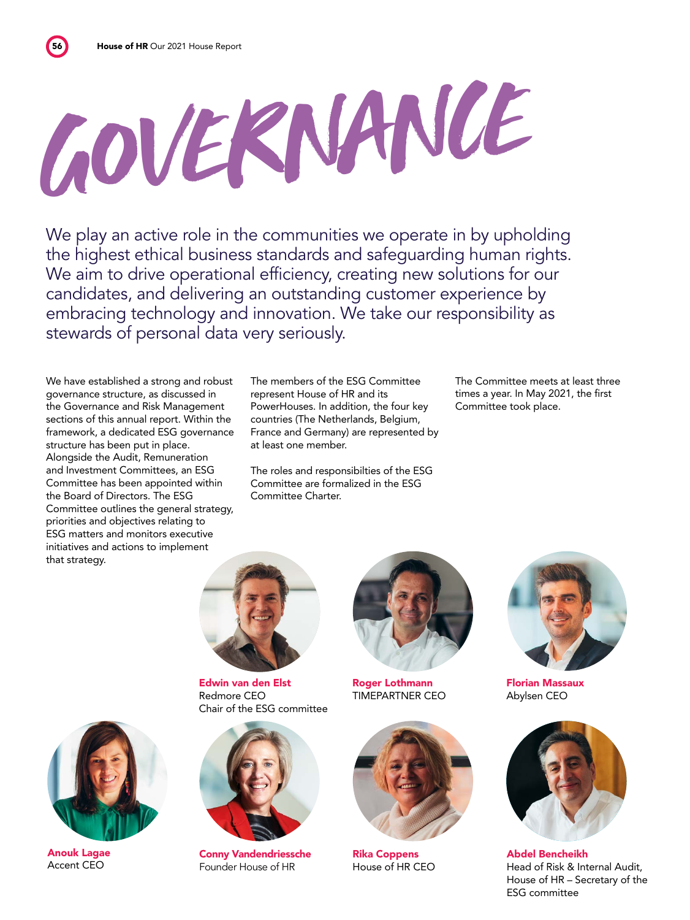# GOVERNANCE

We play an active role in the communities we operate in by upholding the highest ethical business standards and safeguarding human rights. We aim to drive operational efficiency, creating new solutions for our candidates, and delivering an outstanding customer experience by embracing technology and innovation. We take our responsibility as stewards of personal data very seriously.

We have established a strong and robust governance structure, as discussed in the Governance and Risk Management sections of this annual report. Within the framework, a dedicated ESG governance structure has been put in place. Alongside the Audit, Remuneration and Investment Committees, an ESG Committee has been appointed within the Board of Directors. The ESG Committee outlines the general strategy, priorities and objectives relating to ESG matters and monitors executive initiatives and actions to implement that strategy.

The members of the ESG Committee represent House of HR and its PowerHouses. In addition, the four key countries (The Netherlands, Belgium, France and Germany) are represented by at least one member.

The roles and responsibilties of the ESG Committee are formalized in the ESG Committee Charter.

The Committee meets at least three times a year. In May 2021, the first Committee took place.

**Edwin van den Elst**
Redmore CEO
Chair of the ESG committee

**Roger Lothmann**
TIMEPARTNER CEO

**Florian Massaux**
Abylsen CEO

**Anouk Lagae**
Accent CEO

**Conny Vandendriessche**
Founder House of HR

**Rika Coppens**
House of HR CEO

**Abdel Bencheikh**
Head of Risk & Internal Audit, House of HR – Secretary of the ESG committee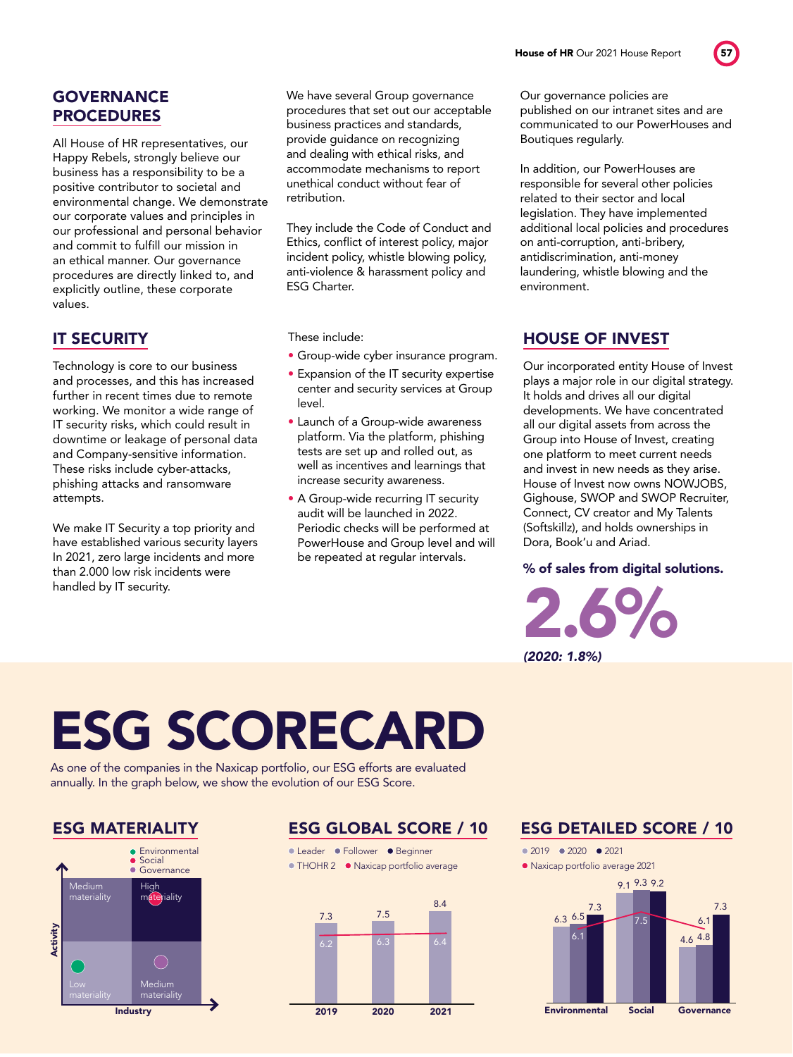## GOVERNANCE PROCEDURES

All House of HR representatives, our Happy Rebels, strongly believe our business has a responsibility to be a positive contributor to societal and environmental change. We demonstrate our corporate values and principles in our professional and personal behavior and commit to fulfill our mission in an ethical manner. Our governance procedures are directly linked to, and explicitly outline, these corporate values.

We have several Group governance procedures that set out our acceptable business practices and standards, provide guidance on recognizing and dealing with ethical risks, and accommodate mechanisms to report unethical conduct without fear of retribution.

They include the Code of Conduct and Ethics, conflict of interest policy, major incident policy, whistle blowing policy, anti-violence & harassment policy and ESG Charter.

Our governance policies are published on our intranet sites and are communicated to our PowerHouses and Boutiques regularly.

In addition, our PowerHouses are responsible for several other policies related to their sector and local legislation. They have implemented additional local policies and procedures on anti-corruption, anti-bribery, antidiscrimination, anti-money laundering, whistle blowing and the environment.

## IT SECURITY

Technology is core to our business and processes, and this has increased further in recent times due to remote working. We monitor a wide range of IT security risks, which could result in downtime or leakage of personal data and Company-sensitive information. These risks include cyber-attacks, phishing attacks and ransomware attempts.

We make IT Security a top priority and have established various security layers In 2021, zero large incidents and more than 2.000 low risk incidents were handled by IT security.

These include:

- Group-wide cyber insurance program.
- Expansion of the IT security expertise center and security services at Group level.
- Launch of a Group-wide awareness platform. Via the platform, phishing tests are set up and rolled out, as well as incentives and learnings that increase security awareness.
- A Group-wide recurring IT security audit will be launched in 2022. Periodic checks will be performed at PowerHouse and Group level and will be repeated at regular intervals.

## HOUSE OF INVEST

Our incorporated entity House of Invest plays a major role in our digital strategy. It holds and drives all our digital developments. We have concentrated all our digital assets from across the Group into House of Invest, creating one platform to meet current needs and invest in new needs as they arise. House of Invest now owns NOWJOBS, Gighouse, SWOP and SWOP Recruiter, Connect, CV creator and My Talents (Softskillz), and holds ownerships in Dora, Book'u and Ariad.

**% of sales from digital solutions.**

**2.6%**

***(2020: 1.8%)***

# ESG SCORECARD

As one of the companies in the Naxicap portfolio, our ESG efforts are evaluated annually. In the graph below, we show the evolution of our ESG Score.

### ESG MATERIALITY

Environmental
Social
Governance

Activity

Medium materiality
High materiality
Low materiality
Medium materiality

Industry

### ESG GLOBAL SCORE / 10

Leader ● Follower ● Beginner
THOHR 2 ● Naxicap portfolio average

7.3
6.2
7.5
6.3
8.4
6.4

2019 2020 2021

### ESG DETAILED SCORE / 10

2019 ● 2020 ● 2021
Naxicap portfolio average 2021

6.3 6.5 7.3 6.1
9.1 9.3 9.2 7.5
4.6 4.8 7.3 6.1

Environmental Social Governance